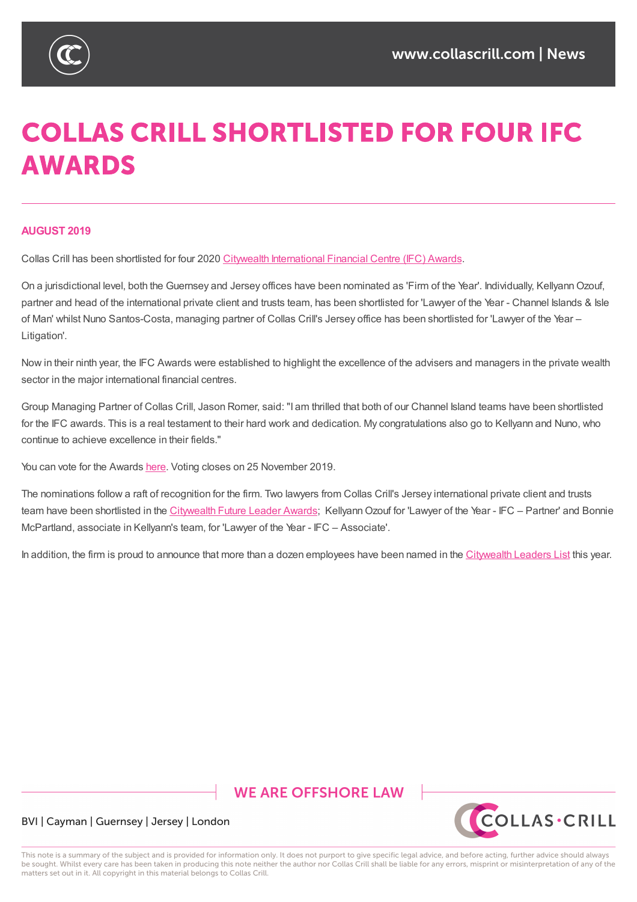# COLLAS CRILL SHORTLISTED FOR FOUR IFC AWARDS

**AUGUST 2019**

Collas Crill has been shortlisted for four 2020 [Citywealth International Financial Centre (IFC) Awards](#).

On a jurisdictional level, both the Guernsey and Jersey offices have been nominated as 'Firm of the Year'. Individually, Kellyann Ozouf, partner and head of the international private client and trusts team, has been shortlisted for 'Lawyer of the Year - Channel Islands & Isle of Man' whilst Nuno Santos-Costa, managing partner of Collas Crill's Jersey office has been shortlisted for 'Lawyer of the Year – Litigation'.

Now in their ninth year, the IFC Awards were established to highlight the excellence of the advisers and managers in the private wealth sector in the major international financial centres.

Group Managing Partner of Collas Crill, Jason Romer, said: "I am thrilled that both of our Channel Island teams have been shortlisted for the IFC awards. This is a real testament to their hard work and dedication. My congratulations also go to Kellyann and Nuno, who continue to achieve excellence in their fields."

You can vote for the Awards [here](#). Voting closes on 25 November 2019.

The nominations follow a raft of recognition for the firm. Two lawyers from Collas Crill's Jersey international private client and trusts team have been shortlisted in the [Citywealth Future Leader Awards](#); Kellyann Ozouf for 'Lawyer of the Year - IFC – Partner' and Bonnie McPartland, associate in Kellyann's team, for 'Lawyer of the Year - IFC – Associate'.

In addition, the firm is proud to announce that more than a dozen employees have been named in the [Citywealth Leaders List](#) this year.

WE ARE OFFSHORE LAW

BVI | Cayman | Guernsey | Jersey | London

This note is a summary of the subject and is provided for information only. It does not purport to give specific legal advice, and before acting, further advice should always be sought. Whilst every care has been taken in producing this note neither the author nor Collas Crill shall be liable for any errors, misprint or misinterpretation of any of the matters set out in it. All copyright in this material belongs to Collas Crill.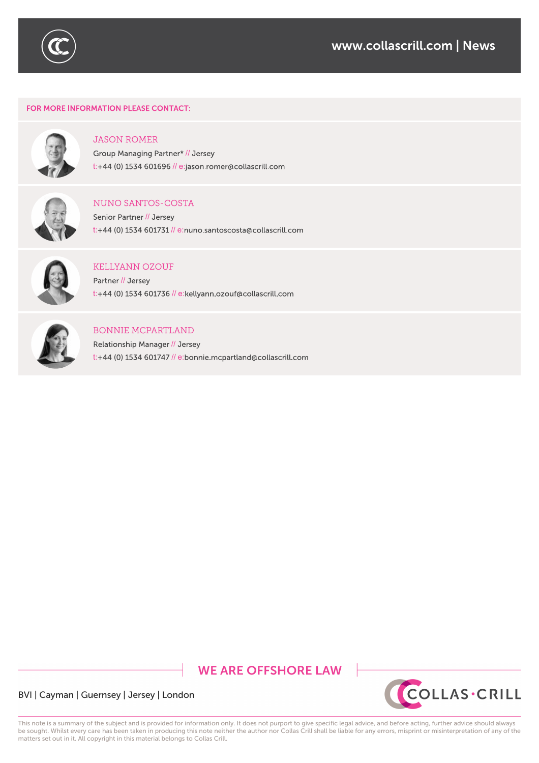**FOR MORE INFORMATION PLEASE CONTACT:**

**JASON ROMER**
Group Managing Partner* // Jersey
t:+44 (0) 1534 601696 // e:jason.romer@collascrill.com

**NUNO SANTOS-COSTA**
Senior Partner // Jersey
t:+44 (0) 1534 601731 // e:nuno.santoscosta@collascrill.com

**KELLYANN OZOUF**
Partner // Jersey
t:+44 (0) 1534 601736 // e:kellyann.ozouf@collascrill.com

**BONNIE MCPARTLAND**
Relationship Manager // Jersey
t:+44 (0) 1534 601747 // e:bonnie.mcpartland@collascrill.com

**WE ARE OFFSHORE LAW**

BVI | Cayman | Guernsey | Jersey | London

This note is a summary of the subject and is provided for information only. It does not purport to give specific legal advice, and before acting, further advice should always be sought. Whilst every care has been taken in producing this note neither the author nor Collas Crill shall be liable for any errors, misprint or misinterpretation of any of the matters set out in it. All copyright in this material belongs to Collas Crill.